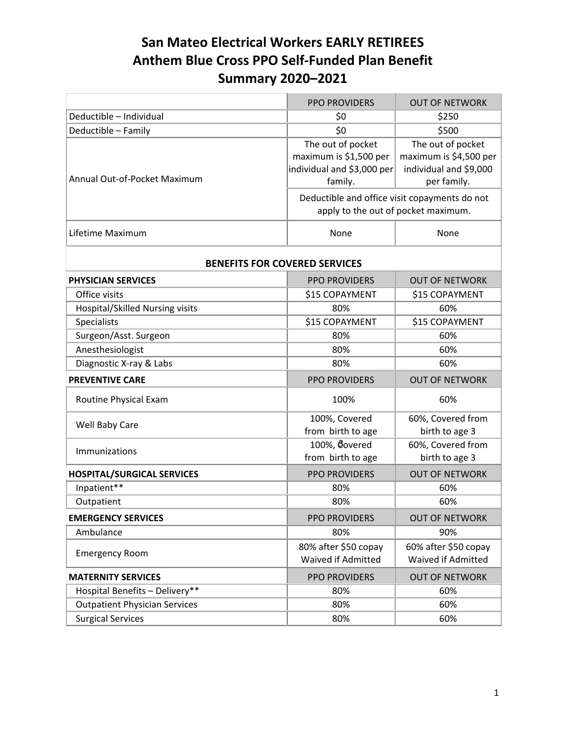# San Mateo Electrical Workers EARLY RETIREES Anthem Blue Cross PPO Self-Funded Plan Benefit Summary 2020–2021

| | PPO PROVIDERS | OUT OF NETWORK |
|---|---|---|
| Deductible – Individual | $0 | $250 |
| Deductible – Family | $0 | $500 |
| Annual Out-of-Pocket Maximum | The out of pocket maximum is $1,500 per individual and $3,000 per family. | The out of pocket maximum is $4,500 per individual and $9,000 per family. |
| | Deductible and office visit copayments do not apply to the out of pocket maximum. | |
| Lifetime Maximum | None | None |
| **BENEFITS FOR COVERED SERVICES** | | |
| **PHYSICIAN SERVICES** | PPO PROVIDERS | OUT OF NETWORK |
| Office visits | $15 COPAYMENT | $15 COPAYMENT |
| Hospital/Skilled Nursing visits | 80% | 60% |
| Specialists | $15 COPAYMENT | $15 COPAYMENT |
| Surgeon/Asst. Surgeon | 80% | 60% |
| Anesthesiologist | 80% | 60% |
| Diagnostic X-ray & Labs | 80% | 60% |
| **PREVENTIVE CARE** | PPO PROVIDERS | OUT OF NETWORK |
| Routine Physical Exam | 100% | 60% |
| Well Baby Care | 100%, Covered from birth to age | 60%, Covered from birth to age 3 |
| Immunizations | 100%, Covered from birth to age | 60%, Covered from birth to age 3 |
| **HOSPITAL/SURGICAL SERVICES** | PPO PROVIDERS | OUT OF NETWORK |
| Inpatient** | 80% | 60% |
| Outpatient | 80% | 60% |
| **EMERGENCY SERVICES** | PPO PROVIDERS | OUT OF NETWORK |
| Ambulance | 80% | 90% |
| Emergency Room | 80% after $50 copay Waived if Admitted | 60% after $50 copay Waived if Admitted |
| **MATERNITY SERVICES** | PPO PROVIDERS | OUT OF NETWORK |
| Hospital Benefits – Delivery** | 80% | 60% |
| Outpatient Physician Services | 80% | 60% |
| Surgical Services | 80% | 60% |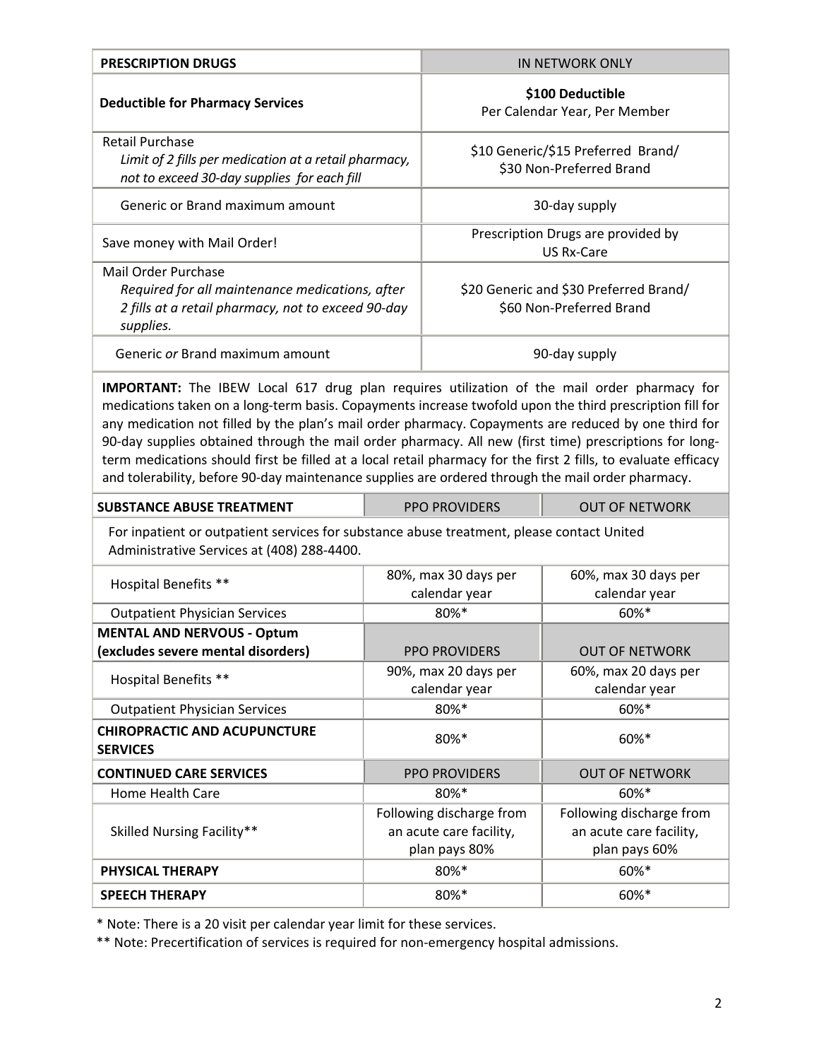| **PRESCRIPTION DRUGS** | IN NETWORK ONLY |
|---|---|
| **Deductible for Pharmacy Services** | **$100 Deductible** Per Calendar Year, Per Member |
| Retail Purchase *Limit of 2 fills per medication at a retail pharmacy, not to exceed 30-day supplies for each fill* | $10 Generic/$15 Preferred Brand/ $30 Non-Preferred Brand |
| Generic or Brand maximum amount | 30-day supply |
| Save money with Mail Order! | Prescription Drugs are provided by US Rx-Care |
| Mail Order Purchase *Required for all maintenance medications, after 2 fills at a retail pharmacy, not to exceed 90-day supplies.* | $20 Generic and $30 Preferred Brand/ $60 Non-Preferred Brand |
| Generic *or* Brand maximum amount | 90-day supply |

**IMPORTANT:** The IBEW Local 617 drug plan requires utilization of the mail order pharmacy for medications taken on a long-term basis. Copayments increase twofold upon the third prescription fill for any medication not filled by the plan's mail order pharmacy. Copayments are reduced by one third for 90-day supplies obtained through the mail order pharmacy. All new (first time) prescriptions for long-term medications should first be filled at a local retail pharmacy for the first 2 fills, to evaluate efficacy and tolerability, before 90-day maintenance supplies are ordered through the mail order pharmacy.

| **SUBSTANCE ABUSE TREATMENT** | PPO PROVIDERS | OUT OF NETWORK |
|---|---|---|
| For inpatient or outpatient services for substance abuse treatment, please contact United Administrative Services at (408) 288-4400. | | |
| Hospital Benefits ** | 80%, max 30 days per calendar year | 60%, max 30 days per calendar year |
| Outpatient Physician Services | 80%* | 60%* |
| **MENTAL AND NERVOUS - Optum (excludes severe mental disorders)** | PPO PROVIDERS | OUT OF NETWORK |
| Hospital Benefits ** | 90%, max 20 days per calendar year | 60%, max 20 days per calendar year |
| Outpatient Physician Services | 80%* | 60%* |
| **CHIROPRACTIC AND ACUPUNCTURE SERVICES** | 80%* | 60%* |
| **CONTINUED CARE SERVICES** | PPO PROVIDERS | OUT OF NETWORK |
| Home Health Care | 80%* | 60%* |
| Skilled Nursing Facility** | Following discharge from an acute care facility, plan pays 80% | Following discharge from an acute care facility, plan pays 60% |
| **PHYSICAL THERAPY** | 80%* | 60%* |
| **SPEECH THERAPY** | 80%* | 60%* |

* Note: There is a 20 visit per calendar year limit for these services.

** Note: Precertification of services is required for non-emergency hospital admissions.